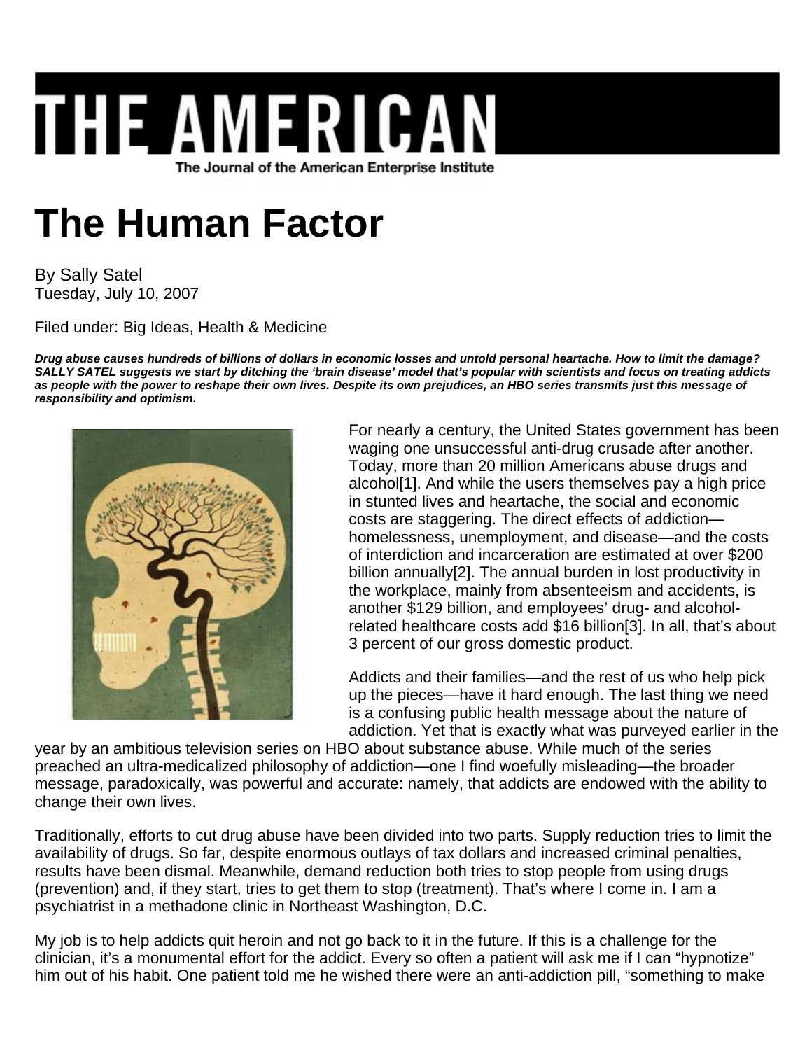# THE AMERICAN

The Journal of the American Enterprise Institute

# The Human Factor

By Sally Satel
Tuesday, July 10, 2007

Filed under: Big Ideas, Health & Medicine

***Drug abuse causes hundreds of billions of dollars in economic losses and untold personal heartache. How to limit the damage? SALLY SATEL suggests we start by ditching the 'brain disease' model that's popular with scientists and focus on treating addicts as people with the power to reshape their own lives. Despite its own prejudices, an HBO series transmits just this message of responsibility and optimism.***

For nearly a century, the United States government has been waging one unsuccessful anti-drug crusade after another. Today, more than 20 million Americans abuse drugs and alcohol[1]. And while the users themselves pay a high price in stunted lives and heartache, the social and economic costs are staggering. The direct effects of addiction—homelessness, unemployment, and disease—and the costs of interdiction and incarceration are estimated at over $200 billion annually[2]. The annual burden in lost productivity in the workplace, mainly from absenteeism and accidents, is another $129 billion, and employees' drug- and alcohol-related healthcare costs add $16 billion[3]. In all, that's about 3 percent of our gross domestic product.

Addicts and their families—and the rest of us who help pick up the pieces—have it hard enough. The last thing we need is a confusing public health message about the nature of addiction. Yet that is exactly what was purveyed earlier in the year by an ambitious television series on HBO about substance abuse. While much of the series preached an ultra-medicalized philosophy of addiction—one I find woefully misleading—the broader message, paradoxically, was powerful and accurate: namely, that addicts are endowed with the ability to change their own lives.

Traditionally, efforts to cut drug abuse have been divided into two parts. Supply reduction tries to limit the availability of drugs. So far, despite enormous outlays of tax dollars and increased criminal penalties, results have been dismal. Meanwhile, demand reduction both tries to stop people from using drugs (prevention) and, if they start, tries to get them to stop (treatment). That's where I come in. I am a psychiatrist in a methadone clinic in Northeast Washington, D.C.

My job is to help addicts quit heroin and not go back to it in the future. If this is a challenge for the clinician, it's a monumental effort for the addict. Every so often a patient will ask me if I can "hypnotize" him out of his habit. One patient told me he wished there were an anti-addiction pill, "something to make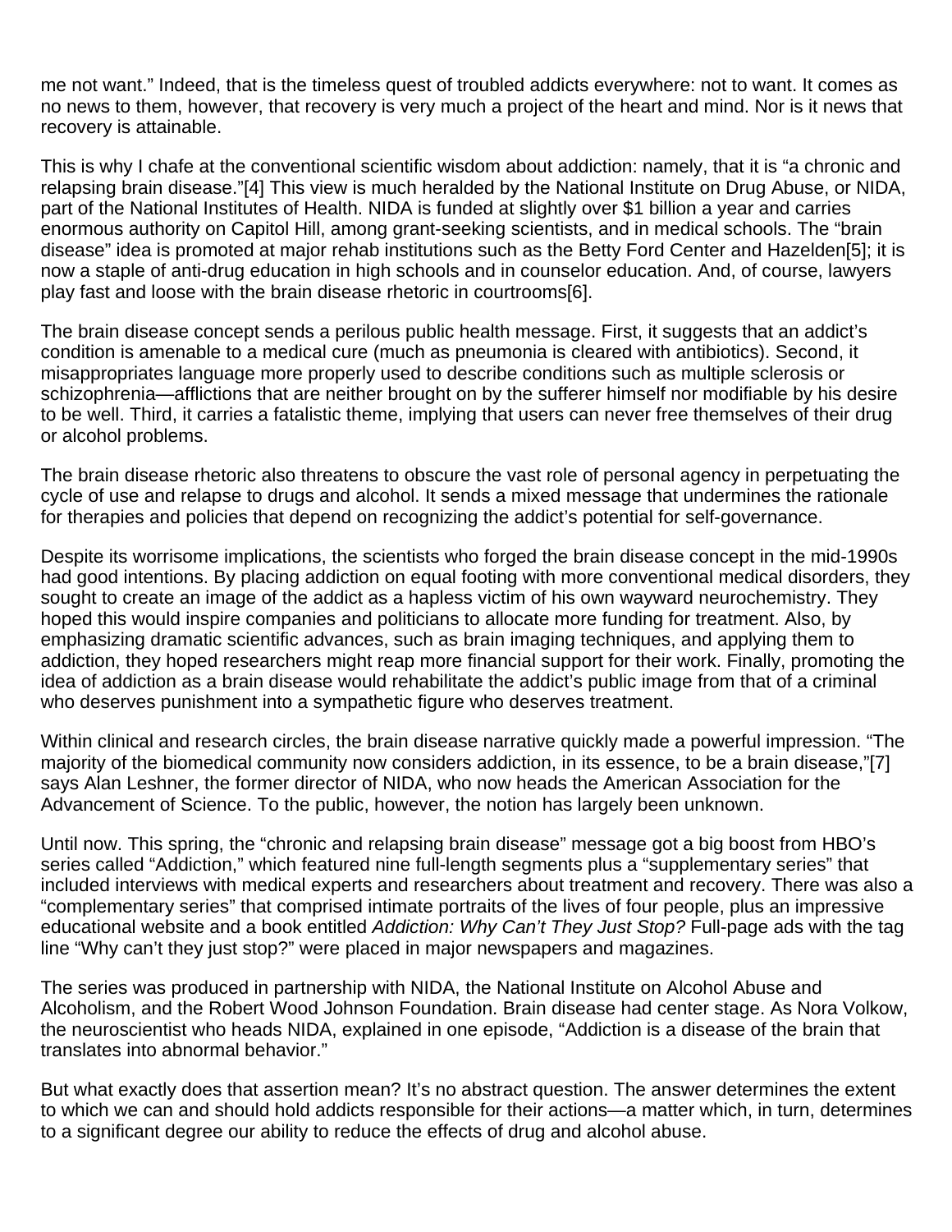me not want." Indeed, that is the timeless quest of troubled addicts everywhere: not to want. It comes as no news to them, however, that recovery is very much a project of the heart and mind. Nor is it news that recovery is attainable.

This is why I chafe at the conventional scientific wisdom about addiction: namely, that it is "a chronic and relapsing brain disease."[4] This view is much heralded by the National Institute on Drug Abuse, or NIDA, part of the National Institutes of Health. NIDA is funded at slightly over $1 billion a year and carries enormous authority on Capitol Hill, among grant-seeking scientists, and in medical schools. The "brain disease" idea is promoted at major rehab institutions such as the Betty Ford Center and Hazelden[5]; it is now a staple of anti-drug education in high schools and in counselor education. And, of course, lawyers play fast and loose with the brain disease rhetoric in courtrooms[6].

The brain disease concept sends a perilous public health message. First, it suggests that an addict's condition is amenable to a medical cure (much as pneumonia is cleared with antibiotics). Second, it misappropriates language more properly used to describe conditions such as multiple sclerosis or schizophrenia—afflictions that are neither brought on by the sufferer himself nor modifiable by his desire to be well. Third, it carries a fatalistic theme, implying that users can never free themselves of their drug or alcohol problems.

The brain disease rhetoric also threatens to obscure the vast role of personal agency in perpetuating the cycle of use and relapse to drugs and alcohol. It sends a mixed message that undermines the rationale for therapies and policies that depend on recognizing the addict's potential for self-governance.

Despite its worrisome implications, the scientists who forged the brain disease concept in the mid-1990s had good intentions. By placing addiction on equal footing with more conventional medical disorders, they sought to create an image of the addict as a hapless victim of his own wayward neurochemistry. They hoped this would inspire companies and politicians to allocate more funding for treatment. Also, by emphasizing dramatic scientific advances, such as brain imaging techniques, and applying them to addiction, they hoped researchers might reap more financial support for their work. Finally, promoting the idea of addiction as a brain disease would rehabilitate the addict's public image from that of a criminal who deserves punishment into a sympathetic figure who deserves treatment.

Within clinical and research circles, the brain disease narrative quickly made a powerful impression. "The majority of the biomedical community now considers addiction, in its essence, to be a brain disease,"[7] says Alan Leshner, the former director of NIDA, who now heads the American Association for the Advancement of Science. To the public, however, the notion has largely been unknown.

Until now. This spring, the "chronic and relapsing brain disease" message got a big boost from HBO's series called "Addiction," which featured nine full-length segments plus a "supplementary series" that included interviews with medical experts and researchers about treatment and recovery. There was also a "complementary series" that comprised intimate portraits of the lives of four people, plus an impressive educational website and a book entitled *Addiction: Why Can't They Just Stop?* Full-page ads with the tag line "Why can't they just stop?" were placed in major newspapers and magazines.

The series was produced in partnership with NIDA, the National Institute on Alcohol Abuse and Alcoholism, and the Robert Wood Johnson Foundation. Brain disease had center stage. As Nora Volkow, the neuroscientist who heads NIDA, explained in one episode, "Addiction is a disease of the brain that translates into abnormal behavior."

But what exactly does that assertion mean? It's no abstract question. The answer determines the extent to which we can and should hold addicts responsible for their actions—a matter which, in turn, determines to a significant degree our ability to reduce the effects of drug and alcohol abuse.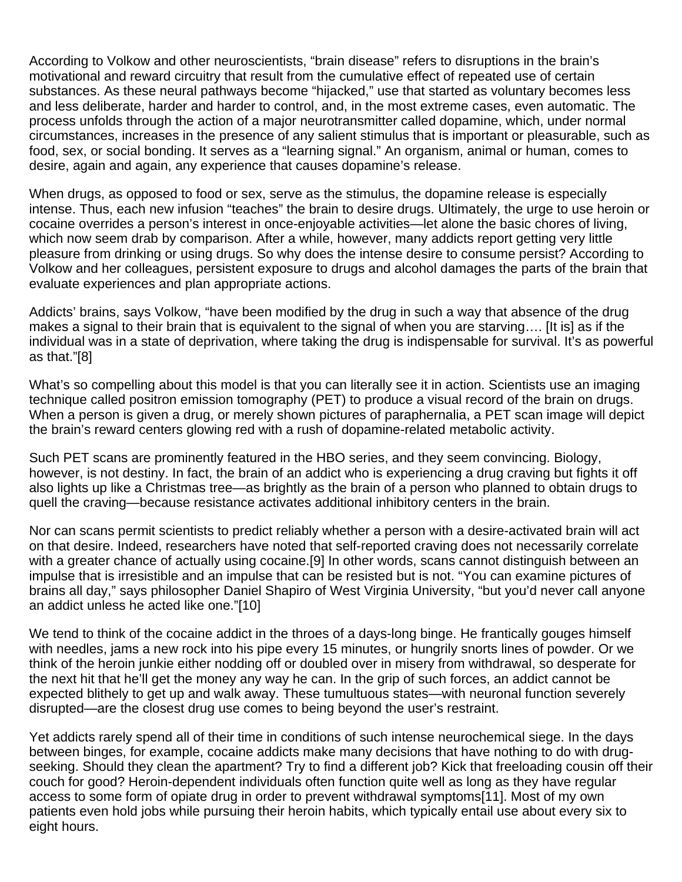According to Volkow and other neuroscientists, "brain disease" refers to disruptions in the brain's motivational and reward circuitry that result from the cumulative effect of repeated use of certain substances. As these neural pathways become "hijacked," use that started as voluntary becomes less and less deliberate, harder and harder to control, and, in the most extreme cases, even automatic. The process unfolds through the action of a major neurotransmitter called dopamine, which, under normal circumstances, increases in the presence of any salient stimulus that is important or pleasurable, such as food, sex, or social bonding. It serves as a "learning signal." An organism, animal or human, comes to desire, again and again, any experience that causes dopamine's release.

When drugs, as opposed to food or sex, serve as the stimulus, the dopamine release is especially intense. Thus, each new infusion "teaches" the brain to desire drugs. Ultimately, the urge to use heroin or cocaine overrides a person's interest in once-enjoyable activities—let alone the basic chores of living, which now seem drab by comparison. After a while, however, many addicts report getting very little pleasure from drinking or using drugs. So why does the intense desire to consume persist? According to Volkow and her colleagues, persistent exposure to drugs and alcohol damages the parts of the brain that evaluate experiences and plan appropriate actions.

Addicts' brains, says Volkow, "have been modified by the drug in such a way that absence of the drug makes a signal to their brain that is equivalent to the signal of when you are starving…. [It is] as if the individual was in a state of deprivation, where taking the drug is indispensable for survival. It's as powerful as that."[8]

What's so compelling about this model is that you can literally see it in action. Scientists use an imaging technique called positron emission tomography (PET) to produce a visual record of the brain on drugs. When a person is given a drug, or merely shown pictures of paraphernalia, a PET scan image will depict the brain's reward centers glowing red with a rush of dopamine-related metabolic activity.

Such PET scans are prominently featured in the HBO series, and they seem convincing. Biology, however, is not destiny. In fact, the brain of an addict who is experiencing a drug craving but fights it off also lights up like a Christmas tree—as brightly as the brain of a person who planned to obtain drugs to quell the craving—because resistance activates additional inhibitory centers in the brain.

Nor can scans permit scientists to predict reliably whether a person with a desire-activated brain will act on that desire. Indeed, researchers have noted that self-reported craving does not necessarily correlate with a greater chance of actually using cocaine.[9] In other words, scans cannot distinguish between an impulse that is irresistible and an impulse that can be resisted but is not. "You can examine pictures of brains all day," says philosopher Daniel Shapiro of West Virginia University, "but you'd never call anyone an addict unless he acted like one."[10]

We tend to think of the cocaine addict in the throes of a days-long binge. He frantically gouges himself with needles, jams a new rock into his pipe every 15 minutes, or hungrily snorts lines of powder. Or we think of the heroin junkie either nodding off or doubled over in misery from withdrawal, so desperate for the next hit that he'll get the money any way he can. In the grip of such forces, an addict cannot be expected blithely to get up and walk away. These tumultuous states—with neuronal function severely disrupted—are the closest drug use comes to being beyond the user's restraint.

Yet addicts rarely spend all of their time in conditions of such intense neurochemical siege. In the days between binges, for example, cocaine addicts make many decisions that have nothing to do with drug-seeking. Should they clean the apartment? Try to find a different job? Kick that freeloading cousin off their couch for good? Heroin-dependent individuals often function quite well as long as they have regular access to some form of opiate drug in order to prevent withdrawal symptoms[11]. Most of my own patients even hold jobs while pursuing their heroin habits, which typically entail use about every six to eight hours.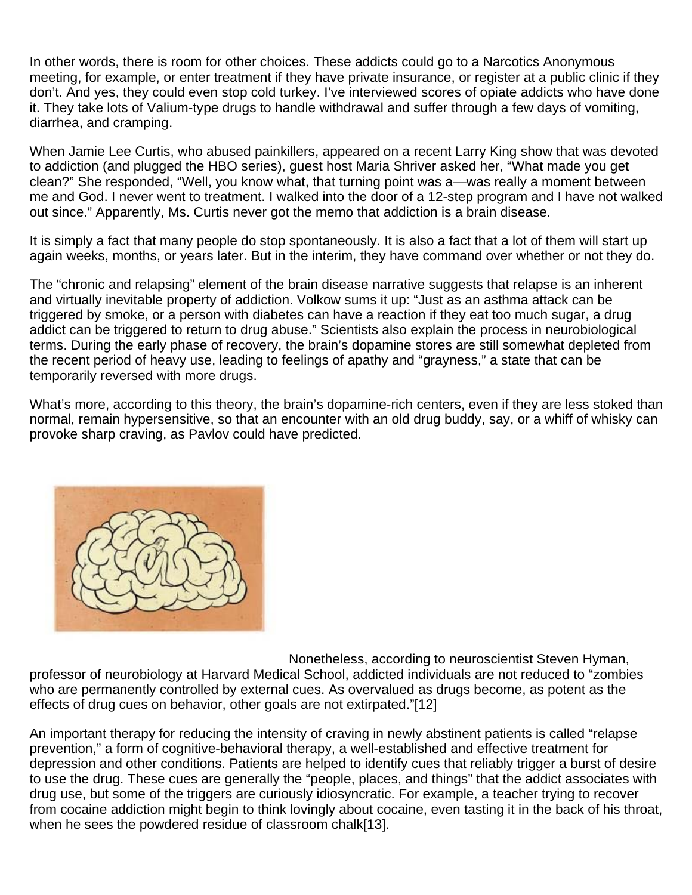In other words, there is room for other choices. These addicts could go to a Narcotics Anonymous meeting, for example, or enter treatment if they have private insurance, or register at a public clinic if they don't. And yes, they could even stop cold turkey. I've interviewed scores of opiate addicts who have done it. They take lots of Valium-type drugs to handle withdrawal and suffer through a few days of vomiting, diarrhea, and cramping.

When Jamie Lee Curtis, who abused painkillers, appeared on a recent Larry King show that was devoted to addiction (and plugged the HBO series), guest host Maria Shriver asked her, "What made you get clean?" She responded, "Well, you know what, that turning point was a—was really a moment between me and God. I never went to treatment. I walked into the door of a 12-step program and I have not walked out since." Apparently, Ms. Curtis never got the memo that addiction is a brain disease.

It is simply a fact that many people do stop spontaneously. It is also a fact that a lot of them will start up again weeks, months, or years later. But in the interim, they have command over whether or not they do.

The "chronic and relapsing" element of the brain disease narrative suggests that relapse is an inherent and virtually inevitable property of addiction. Volkow sums it up: "Just as an asthma attack can be triggered by smoke, or a person with diabetes can have a reaction if they eat too much sugar, a drug addict can be triggered to return to drug abuse." Scientists also explain the process in neurobiological terms. During the early phase of recovery, the brain's dopamine stores are still somewhat depleted from the recent period of heavy use, leading to feelings of apathy and "grayness," a state that can be temporarily reversed with more drugs.

What's more, according to this theory, the brain's dopamine-rich centers, even if they are less stoked than normal, remain hypersensitive, so that an encounter with an old drug buddy, say, or a whiff of whisky can provoke sharp craving, as Pavlov could have predicted.

Nonetheless, according to neuroscientist Steven Hyman, professor of neurobiology at Harvard Medical School, addicted individuals are not reduced to "zombies who are permanently controlled by external cues. As overvalued as drugs become, as potent as the effects of drug cues on behavior, other goals are not extirpated."[12]

An important therapy for reducing the intensity of craving in newly abstinent patients is called "relapse prevention," a form of cognitive-behavioral therapy, a well-established and effective treatment for depression and other conditions. Patients are helped to identify cues that reliably trigger a burst of desire to use the drug. These cues are generally the "people, places, and things" that the addict associates with drug use, but some of the triggers are curiously idiosyncratic. For example, a teacher trying to recover from cocaine addiction might begin to think lovingly about cocaine, even tasting it in the back of his throat, when he sees the powdered residue of classroom chalk[13].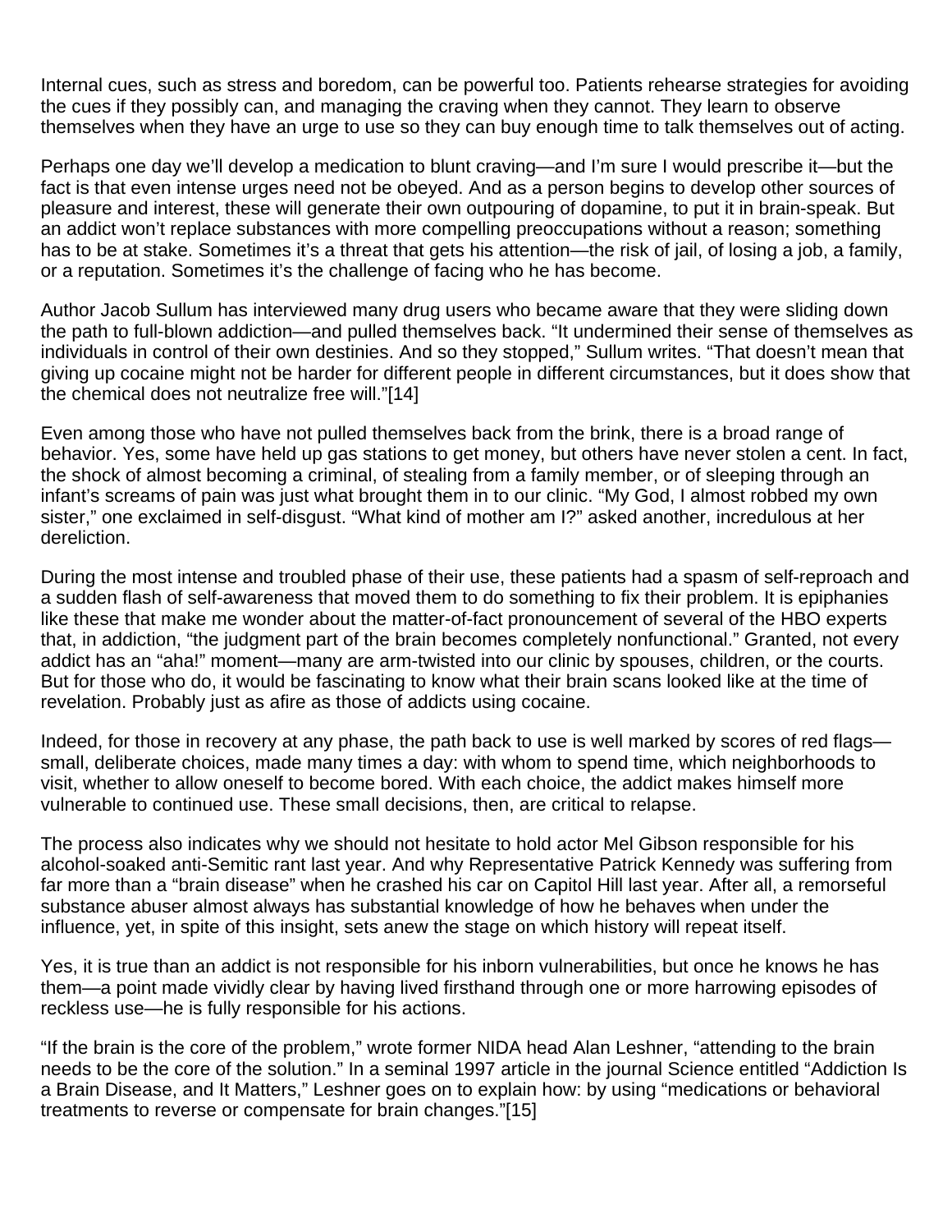Internal cues, such as stress and boredom, can be powerful too. Patients rehearse strategies for avoiding the cues if they possibly can, and managing the craving when they cannot. They learn to observe themselves when they have an urge to use so they can buy enough time to talk themselves out of acting.

Perhaps one day we'll develop a medication to blunt craving—and I'm sure I would prescribe it—but the fact is that even intense urges need not be obeyed. And as a person begins to develop other sources of pleasure and interest, these will generate their own outpouring of dopamine, to put it in brain-speak. But an addict won't replace substances with more compelling preoccupations without a reason; something has to be at stake. Sometimes it's a threat that gets his attention—the risk of jail, of losing a job, a family, or a reputation. Sometimes it's the challenge of facing who he has become.

Author Jacob Sullum has interviewed many drug users who became aware that they were sliding down the path to full-blown addiction—and pulled themselves back. "It undermined their sense of themselves as individuals in control of their own destinies. And so they stopped," Sullum writes. "That doesn't mean that giving up cocaine might not be harder for different people in different circumstances, but it does show that the chemical does not neutralize free will."[14]

Even among those who have not pulled themselves back from the brink, there is a broad range of behavior. Yes, some have held up gas stations to get money, but others have never stolen a cent. In fact, the shock of almost becoming a criminal, of stealing from a family member, or of sleeping through an infant's screams of pain was just what brought them in to our clinic. "My God, I almost robbed my own sister," one exclaimed in self-disgust. "What kind of mother am I?" asked another, incredulous at her dereliction.

During the most intense and troubled phase of their use, these patients had a spasm of self-reproach and a sudden flash of self-awareness that moved them to do something to fix their problem. It is epiphanies like these that make me wonder about the matter-of-fact pronouncement of several of the HBO experts that, in addiction, "the judgment part of the brain becomes completely nonfunctional." Granted, not every addict has an "aha!" moment—many are arm-twisted into our clinic by spouses, children, or the courts. But for those who do, it would be fascinating to know what their brain scans looked like at the time of revelation. Probably just as afire as those of addicts using cocaine.

Indeed, for those in recovery at any phase, the path back to use is well marked by scores of red flags—small, deliberate choices, made many times a day: with whom to spend time, which neighborhoods to visit, whether to allow oneself to become bored. With each choice, the addict makes himself more vulnerable to continued use. These small decisions, then, are critical to relapse.

The process also indicates why we should not hesitate to hold actor Mel Gibson responsible for his alcohol-soaked anti-Semitic rant last year. And why Representative Patrick Kennedy was suffering from far more than a "brain disease" when he crashed his car on Capitol Hill last year. After all, a remorseful substance abuser almost always has substantial knowledge of how he behaves when under the influence, yet, in spite of this insight, sets anew the stage on which history will repeat itself.

Yes, it is true than an addict is not responsible for his inborn vulnerabilities, but once he knows he has them—a point made vividly clear by having lived firsthand through one or more harrowing episodes of reckless use—he is fully responsible for his actions.

"If the brain is the core of the problem," wrote former NIDA head Alan Leshner, "attending to the brain needs to be the core of the solution." In a seminal 1997 article in the journal Science entitled "Addiction Is a Brain Disease, and It Matters," Leshner goes on to explain how: by using "medications or behavioral treatments to reverse or compensate for brain changes."[15]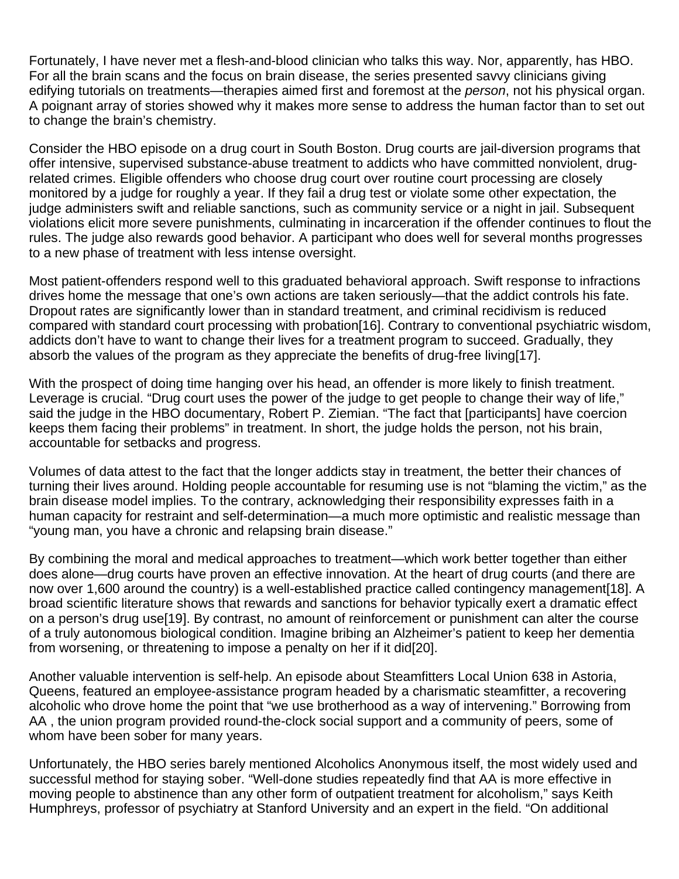Fortunately, I have never met a flesh-and-blood clinician who talks this way. Nor, apparently, has HBO. For all the brain scans and the focus on brain disease, the series presented savvy clinicians giving edifying tutorials on treatments—therapies aimed first and foremost at the *person*, not his physical organ. A poignant array of stories showed why it makes more sense to address the human factor than to set out to change the brain's chemistry.

Consider the HBO episode on a drug court in South Boston. Drug courts are jail-diversion programs that offer intensive, supervised substance-abuse treatment to addicts who have committed nonviolent, drug-related crimes. Eligible offenders who choose drug court over routine court processing are closely monitored by a judge for roughly a year. If they fail a drug test or violate some other expectation, the judge administers swift and reliable sanctions, such as community service or a night in jail. Subsequent violations elicit more severe punishments, culminating in incarceration if the offender continues to flout the rules. The judge also rewards good behavior. A participant who does well for several months progresses to a new phase of treatment with less intense oversight.

Most patient-offenders respond well to this graduated behavioral approach. Swift response to infractions drives home the message that one's own actions are taken seriously—that the addict controls his fate. Dropout rates are significantly lower than in standard treatment, and criminal recidivism is reduced compared with standard court processing with probation[16]. Contrary to conventional psychiatric wisdom, addicts don't have to want to change their lives for a treatment program to succeed. Gradually, they absorb the values of the program as they appreciate the benefits of drug-free living[17].

With the prospect of doing time hanging over his head, an offender is more likely to finish treatment. Leverage is crucial. "Drug court uses the power of the judge to get people to change their way of life," said the judge in the HBO documentary, Robert P. Ziemian. "The fact that [participants] have coercion keeps them facing their problems" in treatment. In short, the judge holds the person, not his brain, accountable for setbacks and progress.

Volumes of data attest to the fact that the longer addicts stay in treatment, the better their chances of turning their lives around. Holding people accountable for resuming use is not "blaming the victim," as the brain disease model implies. To the contrary, acknowledging their responsibility expresses faith in a human capacity for restraint and self-determination—a much more optimistic and realistic message than "young man, you have a chronic and relapsing brain disease."

By combining the moral and medical approaches to treatment—which work better together than either does alone—drug courts have proven an effective innovation. At the heart of drug courts (and there are now over 1,600 around the country) is a well-established practice called contingency management[18]. A broad scientific literature shows that rewards and sanctions for behavior typically exert a dramatic effect on a person's drug use[19]. By contrast, no amount of reinforcement or punishment can alter the course of a truly autonomous biological condition. Imagine bribing an Alzheimer's patient to keep her dementia from worsening, or threatening to impose a penalty on her if it did[20].

Another valuable intervention is self-help. An episode about Steamfitters Local Union 638 in Astoria, Queens, featured an employee-assistance program headed by a charismatic steamfitter, a recovering alcoholic who drove home the point that "we use brotherhood as a way of intervening." Borrowing from AA , the union program provided round-the-clock social support and a community of peers, some of whom have been sober for many years.

Unfortunately, the HBO series barely mentioned Alcoholics Anonymous itself, the most widely used and successful method for staying sober. "Well-done studies repeatedly find that AA is more effective in moving people to abstinence than any other form of outpatient treatment for alcoholism," says Keith Humphreys, professor of psychiatry at Stanford University and an expert in the field. "On additional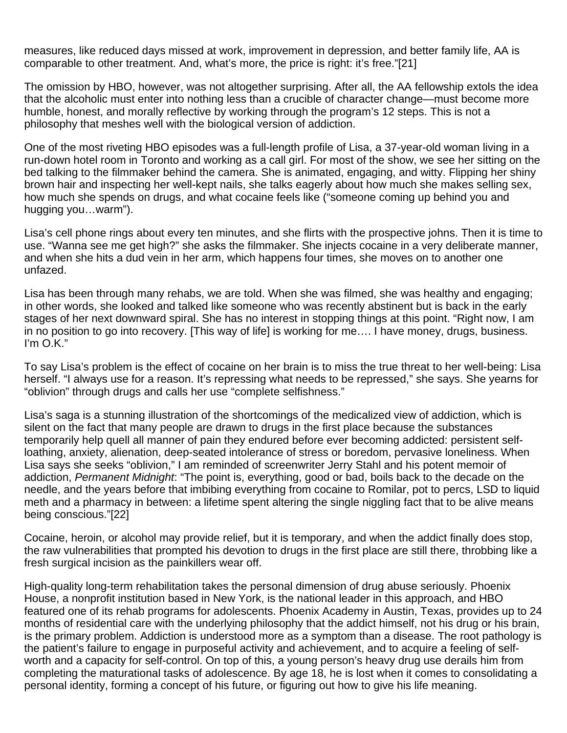measures, like reduced days missed at work, improvement in depression, and better family life, AA is comparable to other treatment. And, what's more, the price is right: it's free."[21]

The omission by HBO, however, was not altogether surprising. After all, the AA fellowship extols the idea that the alcoholic must enter into nothing less than a crucible of character change—must become more humble, honest, and morally reflective by working through the program's 12 steps. This is not a philosophy that meshes well with the biological version of addiction.

One of the most riveting HBO episodes was a full-length profile of Lisa, a 37-year-old woman living in a run-down hotel room in Toronto and working as a call girl. For most of the show, we see her sitting on the bed talking to the filmmaker behind the camera. She is animated, engaging, and witty. Flipping her shiny brown hair and inspecting her well-kept nails, she talks eagerly about how much she makes selling sex, how much she spends on drugs, and what cocaine feels like ("someone coming up behind you and hugging you…warm").

Lisa's cell phone rings about every ten minutes, and she flirts with the prospective johns. Then it is time to use. "Wanna see me get high?" she asks the filmmaker. She injects cocaine in a very deliberate manner, and when she hits a dud vein in her arm, which happens four times, she moves on to another one unfazed.

Lisa has been through many rehabs, we are told. When she was filmed, she was healthy and engaging; in other words, she looked and talked like someone who was recently abstinent but is back in the early stages of her next downward spiral. She has no interest in stopping things at this point. "Right now, I am in no position to go into recovery. [This way of life] is working for me…. I have money, drugs, business. I'm O.K."

To say Lisa's problem is the effect of cocaine on her brain is to miss the true threat to her well-being: Lisa herself. "I always use for a reason. It's repressing what needs to be repressed," she says. She yearns for "oblivion" through drugs and calls her use "complete selfishness."

Lisa's saga is a stunning illustration of the shortcomings of the medicalized view of addiction, which is silent on the fact that many people are drawn to drugs in the first place because the substances temporarily help quell all manner of pain they endured before ever becoming addicted: persistent self-loathing, anxiety, alienation, deep-seated intolerance of stress or boredom, pervasive loneliness. When Lisa says she seeks "oblivion," I am reminded of screenwriter Jerry Stahl and his potent memoir of addiction, *Permanent Midnight*: "The point is, everything, good or bad, boils back to the decade on the needle, and the years before that imbibing everything from cocaine to Romilar, pot to percs, LSD to liquid meth and a pharmacy in between: a lifetime spent altering the single niggling fact that to be alive means being conscious."[22]

Cocaine, heroin, or alcohol may provide relief, but it is temporary, and when the addict finally does stop, the raw vulnerabilities that prompted his devotion to drugs in the first place are still there, throbbing like a fresh surgical incision as the painkillers wear off.

High-quality long-term rehabilitation takes the personal dimension of drug abuse seriously. Phoenix House, a nonprofit institution based in New York, is the national leader in this approach, and HBO featured one of its rehab programs for adolescents. Phoenix Academy in Austin, Texas, provides up to 24 months of residential care with the underlying philosophy that the addict himself, not his drug or his brain, is the primary problem. Addiction is understood more as a symptom than a disease. The root pathology is the patient's failure to engage in purposeful activity and achievement, and to acquire a feeling of self-worth and a capacity for self-control. On top of this, a young person's heavy drug use derails him from completing the maturational tasks of adolescence. By age 18, he is lost when it comes to consolidating a personal identity, forming a concept of his future, or figuring out how to give his life meaning.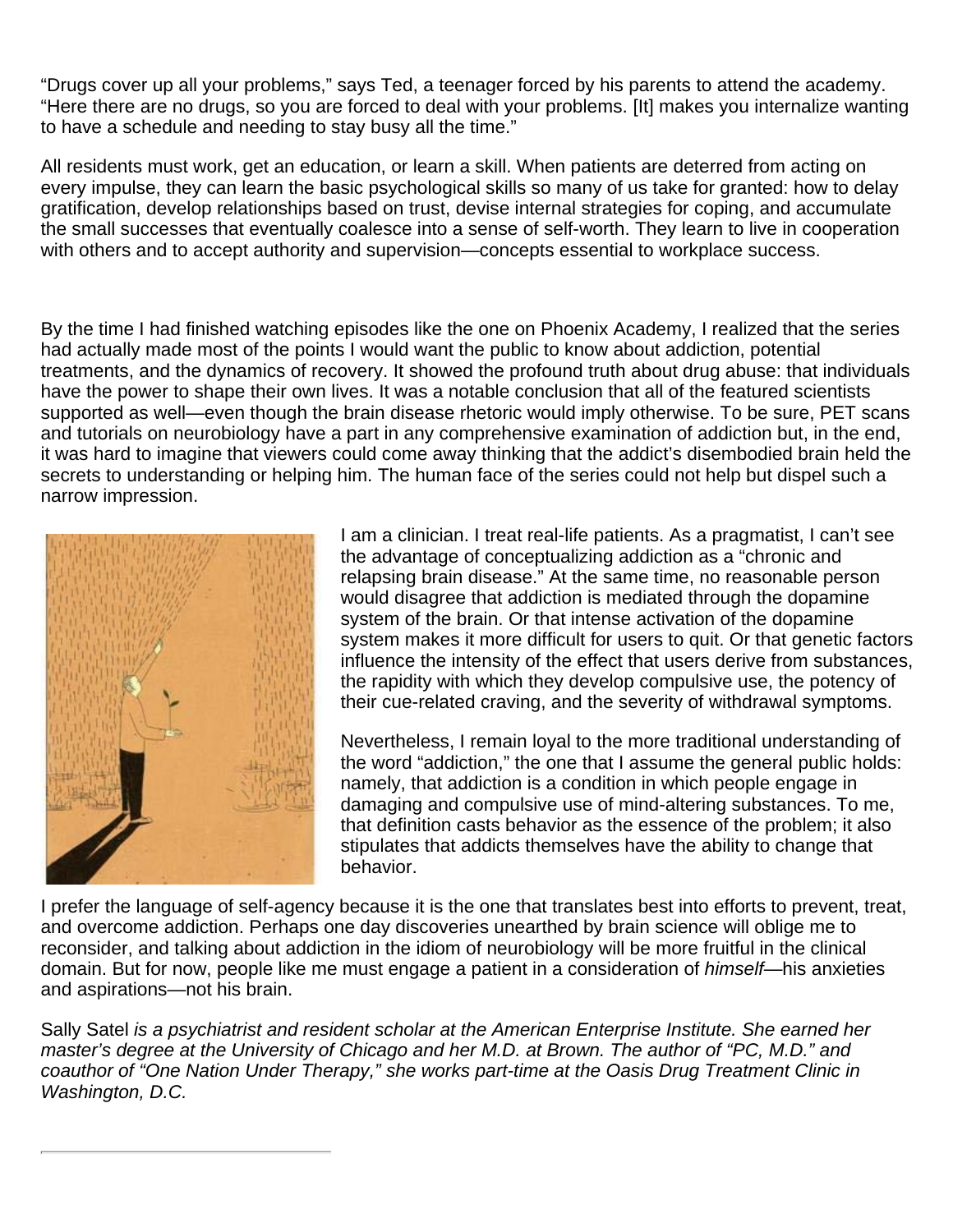"Drugs cover up all your problems," says Ted, a teenager forced by his parents to attend the academy. "Here there are no drugs, so you are forced to deal with your problems. [It] makes you internalize wanting to have a schedule and needing to stay busy all the time."

All residents must work, get an education, or learn a skill. When patients are deterred from acting on every impulse, they can learn the basic psychological skills so many of us take for granted: how to delay gratification, develop relationships based on trust, devise internal strategies for coping, and accumulate the small successes that eventually coalesce into a sense of self-worth. They learn to live in cooperation with others and to accept authority and supervision—concepts essential to workplace success.

By the time I had finished watching episodes like the one on Phoenix Academy, I realized that the series had actually made most of the points I would want the public to know about addiction, potential treatments, and the dynamics of recovery. It showed the profound truth about drug abuse: that individuals have the power to shape their own lives. It was a notable conclusion that all of the featured scientists supported as well—even though the brain disease rhetoric would imply otherwise. To be sure, PET scans and tutorials on neurobiology have a part in any comprehensive examination of addiction but, in the end, it was hard to imagine that viewers could come away thinking that the addict's disembodied brain held the secrets to understanding or helping him. The human face of the series could not help but dispel such a narrow impression.

I am a clinician. I treat real-life patients. As a pragmatist, I can't see the advantage of conceptualizing addiction as a "chronic and relapsing brain disease." At the same time, no reasonable person would disagree that addiction is mediated through the dopamine system of the brain. Or that intense activation of the dopamine system makes it more difficult for users to quit. Or that genetic factors influence the intensity of the effect that users derive from substances, the rapidity with which they develop compulsive use, the potency of their cue-related craving, and the severity of withdrawal symptoms.

Nevertheless, I remain loyal to the more traditional understanding of the word "addiction," the one that I assume the general public holds: namely, that addiction is a condition in which people engage in damaging and compulsive use of mind-altering substances. To me, that definition casts behavior as the essence of the problem; it also stipulates that addicts themselves have the ability to change that behavior.

I prefer the language of self-agency because it is the one that translates best into efforts to prevent, treat, and overcome addiction. Perhaps one day discoveries unearthed by brain science will oblige me to reconsider, and talking about addiction in the idiom of neurobiology will be more fruitful in the clinical domain. But for now, people like me must engage a patient in a consideration of *himself*—his anxieties and aspirations—not his brain.

Sally Satel *is a psychiatrist and resident scholar at the American Enterprise Institute. She earned her master's degree at the University of Chicago and her M.D. at Brown. The author of "PC, M.D." and coauthor of "One Nation Under Therapy," she works part-time at the Oasis Drug Treatment Clinic in Washington, D.C.*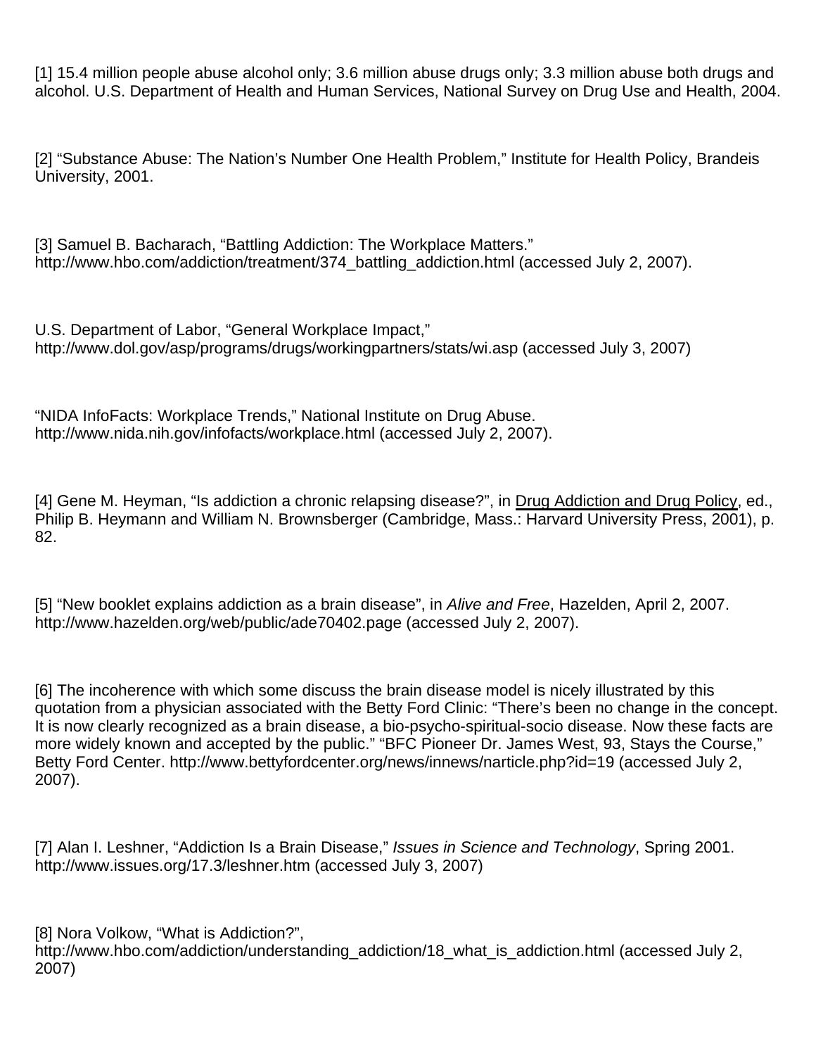[1] 15.4 million people abuse alcohol only; 3.6 million abuse drugs only; 3.3 million abuse both drugs and alcohol. U.S. Department of Health and Human Services, National Survey on Drug Use and Health, 2004.

[2] "Substance Abuse: The Nation's Number One Health Problem," Institute for Health Policy, Brandeis University, 2001.

[3] Samuel B. Bacharach, "Battling Addiction: The Workplace Matters." http://www.hbo.com/addiction/treatment/374_battling_addiction.html (accessed July 2, 2007).

U.S. Department of Labor, "General Workplace Impact," http://www.dol.gov/asp/programs/drugs/workingpartners/stats/wi.asp (accessed July 3, 2007)

"NIDA InfoFacts: Workplace Trends," National Institute on Drug Abuse. http://www.nida.nih.gov/infofacts/workplace.html (accessed July 2, 2007).

[4] Gene M. Heyman, "Is addiction a chronic relapsing disease?", in <u>Drug Addiction and Drug Policy</u>, ed., Philip B. Heymann and William N. Brownsberger (Cambridge, Mass.: Harvard University Press, 2001), p. 82.

[5] "New booklet explains addiction as a brain disease", in *Alive and Free*, Hazelden, April 2, 2007. http://www.hazelden.org/web/public/ade70402.page (accessed July 2, 2007).

[6] The incoherence with which some discuss the brain disease model is nicely illustrated by this quotation from a physician associated with the Betty Ford Clinic: "There's been no change in the concept. It is now clearly recognized as a brain disease, a bio-psycho-spiritual-socio disease. Now these facts are more widely known and accepted by the public." "BFC Pioneer Dr. James West, 93, Stays the Course," Betty Ford Center. http://www.bettyfordcenter.org/news/innews/narticle.php?id=19 (accessed July 2, 2007).

[7] Alan I. Leshner, "Addiction Is a Brain Disease," *Issues in Science and Technology*, Spring 2001. http://www.issues.org/17.3/leshner.htm (accessed July 3, 2007)

[8] Nora Volkow, "What is Addiction?", http://www.hbo.com/addiction/understanding_addiction/18_what_is_addiction.html (accessed July 2, 2007)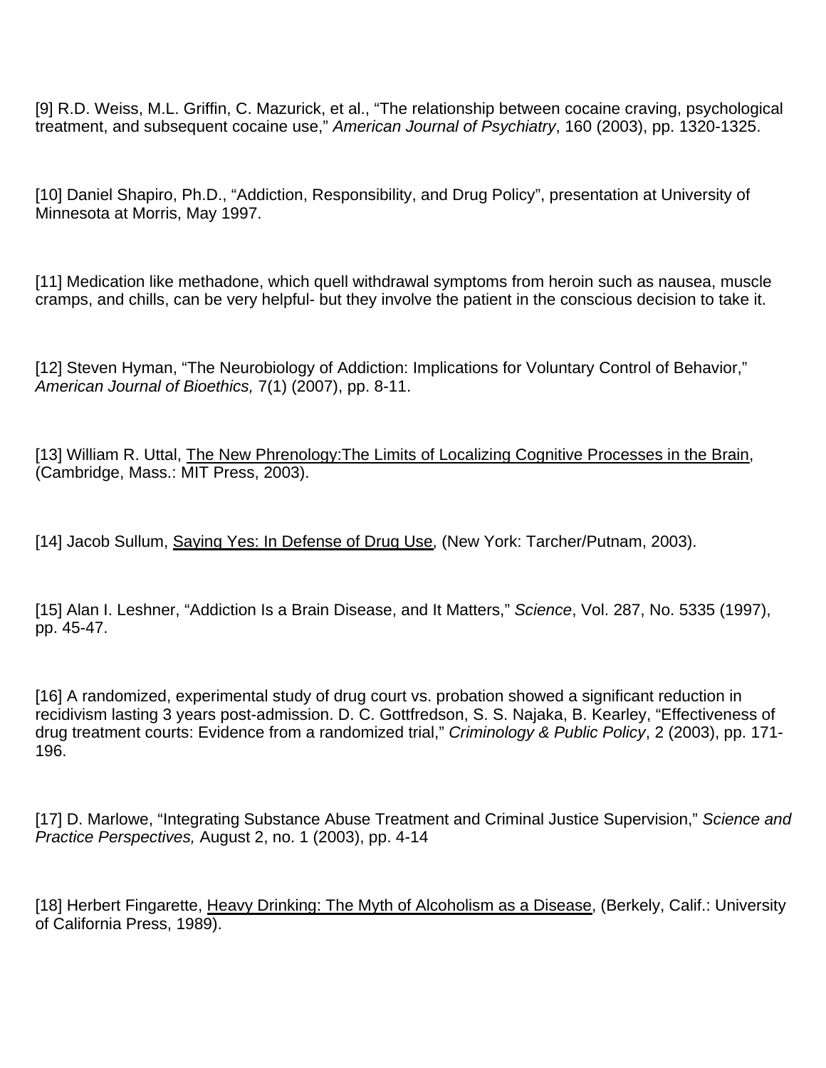[9] R.D. Weiss, M.L. Griffin, C. Mazurick, et al., "The relationship between cocaine craving, psychological treatment, and subsequent cocaine use," *American Journal of Psychiatry*, 160 (2003), pp. 1320-1325.

[10] Daniel Shapiro, Ph.D., "Addiction, Responsibility, and Drug Policy", presentation at University of Minnesota at Morris, May 1997.

[11] Medication like methadone, which quell withdrawal symptoms from heroin such as nausea, muscle cramps, and chills, can be very helpful- but they involve the patient in the conscious decision to take it.

[12] Steven Hyman, "The Neurobiology of Addiction: Implications for Voluntary Control of Behavior," *American Journal of Bioethics,* 7(1) (2007), pp. 8-11.

[13] William R. Uttal, The New Phrenology:The Limits of Localizing Cognitive Processes in the Brain, (Cambridge, Mass.: MIT Press, 2003).

[14] Jacob Sullum, Saying Yes: In Defense of Drug Use, (New York: Tarcher/Putnam, 2003).

[15] Alan I. Leshner, "Addiction Is a Brain Disease, and It Matters," *Science*, Vol. 287, No. 5335 (1997), pp. 45-47.

[16] A randomized, experimental study of drug court vs. probation showed a significant reduction in recidivism lasting 3 years post-admission. D. C. Gottfredson, S. S. Najaka, B. Kearley, "Effectiveness of drug treatment courts: Evidence from a randomized trial," *Criminology & Public Policy*, 2 (2003), pp. 171-196.

[17] D. Marlowe, "Integrating Substance Abuse Treatment and Criminal Justice Supervision," *Science and Practice Perspectives,* August 2, no. 1 (2003), pp. 4-14

[18] Herbert Fingarette, Heavy Drinking: The Myth of Alcoholism as a Disease, (Berkely, Calif.: University of California Press, 1989).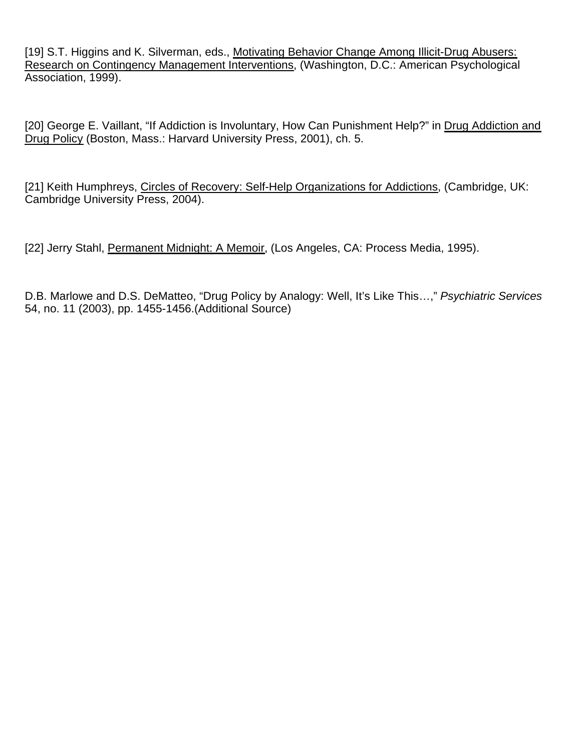[19] S.T. Higgins and K. Silverman, eds., Motivating Behavior Change Among Illicit-Drug Abusers: Research on Contingency Management Interventions, (Washington, D.C.: American Psychological Association, 1999).

[20] George E. Vaillant, "If Addiction is Involuntary, How Can Punishment Help?" in Drug Addiction and Drug Policy (Boston, Mass.: Harvard University Press, 2001), ch. 5.

[21] Keith Humphreys, Circles of Recovery: Self-Help Organizations for Addictions, (Cambridge, UK: Cambridge University Press, 2004).

[22] Jerry Stahl, Permanent Midnight: A Memoir, (Los Angeles, CA: Process Media, 1995).

D.B. Marlowe and D.S. DeMatteo, "Drug Policy by Analogy: Well, It's Like This…," *Psychiatric Services* 54, no. 11 (2003), pp. 1455-1456.(Additional Source)